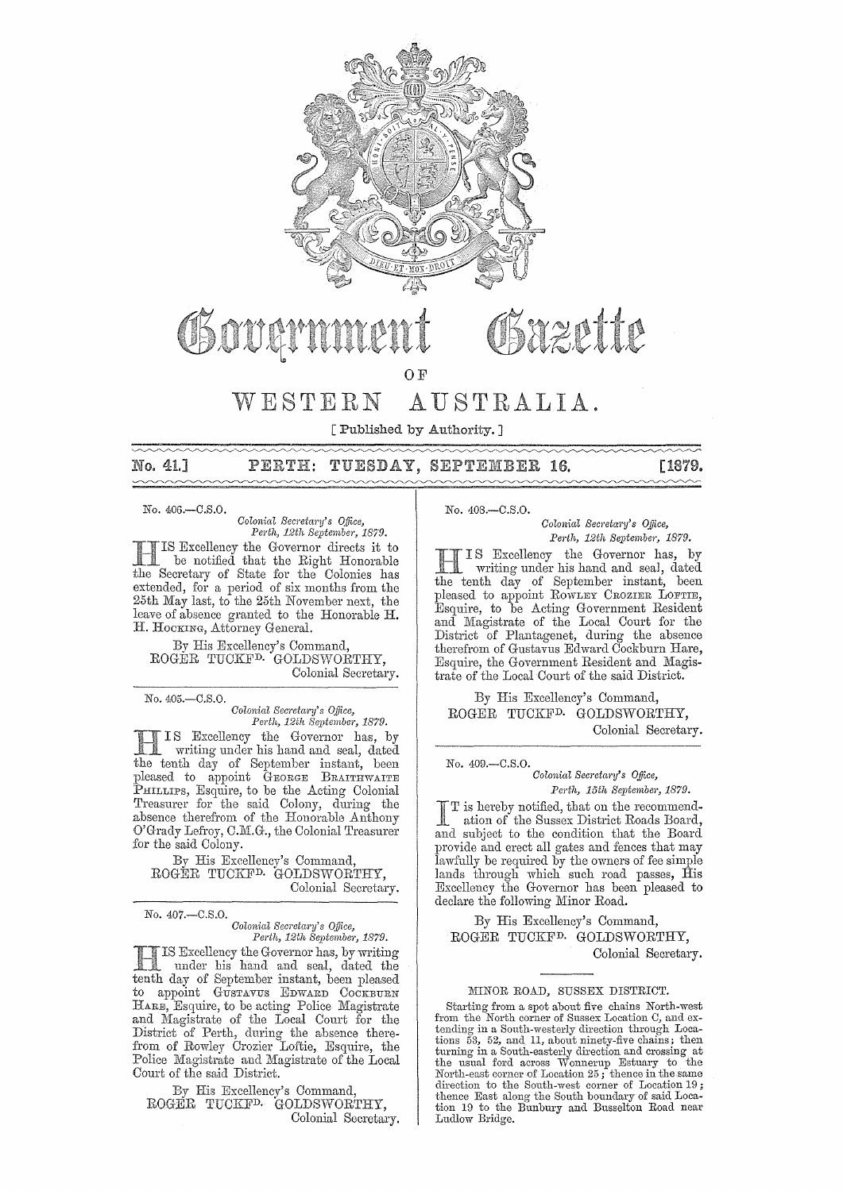# Government Gazette

## OF

# WESTERN AUSTRALIA.

[ Published by Authority. ]

**No. 41.] PERTH: TUESDAY, SEPTEMBER 16. [1879.**

No. 406.—C.S.O.

*Colonial Secretary's Office,*
*Perth, 12th September, 1879.*

HIS Excellency the Governor directs it to be notified that the Right Honorable the Secretary of State for the Colonies has extended, for a period of six months from the 25th May last, to the 25th November next, the leave of absence granted to the Honorable H. H. HOCKING, Attorney General.

By His Excellency's Command,
ROGER TUCKFD. GOLDSWORTHY,
Colonial Secretary.

---

No. 405.—C.S.O.

*Colonial Secretary's Office,*
*Perth, 12th September, 1879.*

HIS Excellency the Governor has, by writing under his hand and seal, dated the tenth day of September instant, been pleased to appoint GEORGE BRAITHWAITE PHILLIPS, Esquire, to be the Acting Colonial Treasurer for the said Colony, during the absence therefrom of the Honorable Anthony O'Grady Lefroy, C.M.G., the Colonial Treasurer for the said Colony.

By His Excellency's Command,
ROGER TUCKFD. GOLDSWORTHY,
Colonial Secretary.

---

No. 407.—C.S.O.

*Colonial Secretary's Office,*
*Perth, 12th September, 1879.*

HIS Excellency the Governor has, by writing under his hand and seal, dated the tenth day of September instant, been pleased to appoint GUSTAVUS EDWARD COCKBURN HARE, Esquire, to be acting Police Magistrate and Magistrate of the Local Court for the District of Perth, during the absence therefrom of Rowley Crozier Loftie, Esquire, the Police Magistrate and Magistrate of the Local Court of the said District.

By His Excellency's Command,
ROGER TUCKFD. GOLDSWORTHY,
Colonial Secretary.

---

No. 408.—C.S.O.

*Colonial Secretary's Office,*
*Perth, 12th September, 1879.*

HIS Excellency the Governor has, by writing under his hand and seal, dated the tenth day of September instant, been pleased to appoint ROWLEY CROZIER LOFTIE, Esquire, to be Acting Government Resident and Magistrate of the Local Court for the District of Plantagenet, during the absence therefrom of Gustavus Edward Cockburn Hare, Esquire, the Government Resident and Magistrate of the Local Court of the said District.

By His Excellency's Command,
ROGER TUCKFD. GOLDSWORTHY,
Colonial Secretary.

---

No. 409.—C.S.O.

*Colonial Secretary's Office,*
*Perth, 15th September, 1879.*

IT is hereby notified, that on the recommendation of the Sussex District Roads Board, and subject to the condition that the Board provide and erect all gates and fences that may lawfully be required by the owners of fee simple lands through which such road passes, His Excellency the Governor has been pleased to declare the following Minor Road.

By His Excellency's Command,
ROGER TUCKFD. GOLDSWORTHY,
Colonial Secretary.

---

MINOR ROAD, SUSSEX DISTRICT.

Starting from a spot about five chains North-west from the North corner of Sussex Location C, and extending in a South-westerly direction through Locations 53, 52, and 11, about ninety-five chains; then turning in a South-easterly direction and crossing at the usual ford across Wonnerup Estuary to the North-east corner of Location 25; thence in the same direction to the South-west corner of Location 19; thence East along the South boundary of said Location 19 to the Bunbury and Busselton Road near Ludlow Bridge.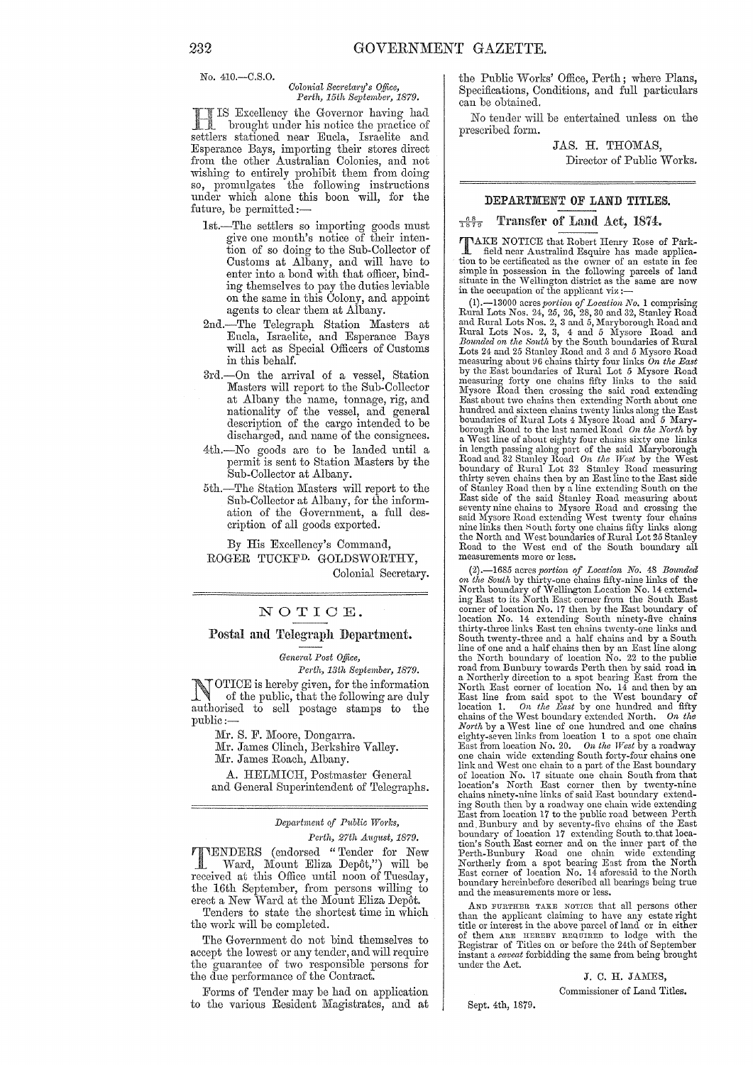No. 410.—C.S.O.

*Colonial Secretary's Office,*
*Perth, 15th September, 1879.*

HIS Excellency the Governor having had brought under his notice the practice of settlers stationed near Eucla, Israelite and Esperance Bays, importing their stores direct from the other Australian Colonies, and not wishing to entirely prohibit them from doing so, promulgates the following instructions under which alone this boon will, for the future, be permitted:—

1st.—The settlers so importing goods must give one month's notice of their intention of so doing to the Sub-Collector of Customs at Albany, and will have to enter into a bond with that officer, binding themselves to pay the duties leviable on the same in this Colony, and appoint agents to clear them at Albany.

2nd.—The Telegraph Station Masters at Eucla, Israelite, and Esperance Bays will act as Special Officers of Customs in this behalf.

3rd.—On the arrival of a vessel, Station Masters will report to the Sub-Collector at Albany the name, tonnage, rig, and nationality of the vessel, and general description of the cargo intended to be discharged, and name of the consignees.

4th.—No goods are to be landed until a permit is sent to Station Masters by the Sub-Collector at Albany.

5th.—The Station Masters will report to the Sub-Collector at Albany, for the information of the Government, a full description of all goods exported.

By His Excellency's Command,

ROGER TUCKFD. GOLDSWORTHY,
Colonial Secretary.

---

## NOTICE.

### Postal and Telegraph Department.

*General Post Office,*
*Perth, 13th September, 1879.*

NOTICE is hereby given, for the information of the public, that the following are duly authorised to sell postage stamps to the public:—

Mr. S. F. Moore, Dongarra.
Mr. James Clinch, Berkshire Valley.
Mr. James Roach, Albany.

A. HELMICH, Postmaster General
and General Superintendent of Telegraphs.

---

*Department of Public Works,*
*Perth, 27th August, 1879.*

TENDERS (endorsed "Tender for New Ward, Mount Eliza Depôt,") will be received at this Office until noon of Tuesday, the 16th September, from persons willing to erect a New Ward at the Mount Eliza Depôt.

Tenders to state the shortest time in which the work will be completed.

The Government do not bind themselves to accept the lowest or any tender, and will require the guarantee of two responsible persons for the due performance of the Contract.

Forms of Tender may be had on application to the various Resident Magistrates, and at the Public Works' Office, Perth; where Plans, Specifications, Conditions, and full particulars can be obtained.

No tender will be entertained unless on the prescribed form.

JAS. H. THOMAS,
Director of Public Works.

---

## DEPARTMENT OF LAND TITLES.

### 68/1879 Transfer of Land Act, 1874.

TAKE NOTICE that Robert Henry Rose of Parkfield near Australind Esquire has made application to be certificated as the owner of an estate in fee simple in possession in the following parcels of land situate in the Wellington district as the same are now in the occupation of the applicant viz:—

(1).—13000 acres *portion of Location No.* 1 comprising Rural Lots Nos. 24, 25, 26, 28, 30 and 32, Stanley Road and Rural Lots Nos. 2, 3 and 5, Maryborough Road and Rural Lots Nos. 2, 3, 4 and 5 Mysore Road and *Bounded on the South* by the South boundaries of Rural Lots 24 and 25 Stanley Road and 3 and 5 Mysore Road measuring about 96 chains thirty four links *On the East* by the East boundaries of Rural Lot 5 Mysore Road measuring forty one chains fifty links to the said Mysore Road then crossing the said road extending East about two chains then extending North about one hundred and sixteen chains twenty links along the East boundaries of Rural Lots 4 Mysore Road and 5 Maryborough Road to the last named Road *On the North* by a West line of about eighty four chains sixty one links in length passing along part of the said Maryborough Road and 32 Stanley Road *On the West* by the West boundary of Rural Lot 32 Stanley Road measuring thirty seven chains then by an East line to the East side of Stanley Road then by a line extending South on the East side of the said Stanley Road measuring about seventy nine chains to Mysore Road and crossing the said Mysore Road extending West twenty four chains nine links then South forty one chains fifty links along the North and West boundaries of Rural Lot 25 Stanley Road to the West end of the South boundary all measurements more or less.

(2).—1685 acres *portion of Location No.* 48 *Bounded on the South* by thirty-one chains fifty-nine links of the North boundary of Wellington Location No. 14 extending East to its North East corner from the South East corner of location No. 17 then by the East boundary of location No. 14 extending South ninety-five chains thirty-three links East ten chains twenty-one links and South twenty-three and a half chains and by a South line of one and a half chains then by an East line along the North boundary of location No. 22 to the public road from Bunbury towards Perth then by said road in a Northerly direction to a spot bearing East from the North East corner of location No. 14 and then by an East line from said spot to the West boundary of location 1. *On the East* by one hundred and fifty chains of the West boundary extended North. *On the North* by a West line of one hundred and one chains eighty-seven links from location 1 to a spot one chain East from location No. 20. *On the West* by a roadway one chain wide extending South forty-four chains one link and West one chain to a part of the East boundary of location No. 17 situate one chain South from that location's North East corner then by twenty-nine chains ninety-nine links of said East boundary extending South then by a roadway one chain wide extending East from location 17 to the public road between Perth and Bunbury and by seventy-five chains of the East boundary of location 17 extending South to that location's South East corner and on the inner part of the Perth-Bunbury Road one chain wide extending Northerly from a spot bearing East from the North East corner of location No. 14 aforesaid to the North boundary hereinbefore described all bearings being true and the measurements more or less.

AND FURTHER TAKE NOTICE that all persons other than the applicant claiming to have any estate right title or interest in the above parcel of land or in either of them ARE HEREBY REQUIRED to lodge with the Registrar of Titles on or before the 24th of September instant a *caveat* forbidding the same from being brought under the Act.

J. C. H. JAMES,
Commissioner of Land Titles.

Sept. 4th, 1879.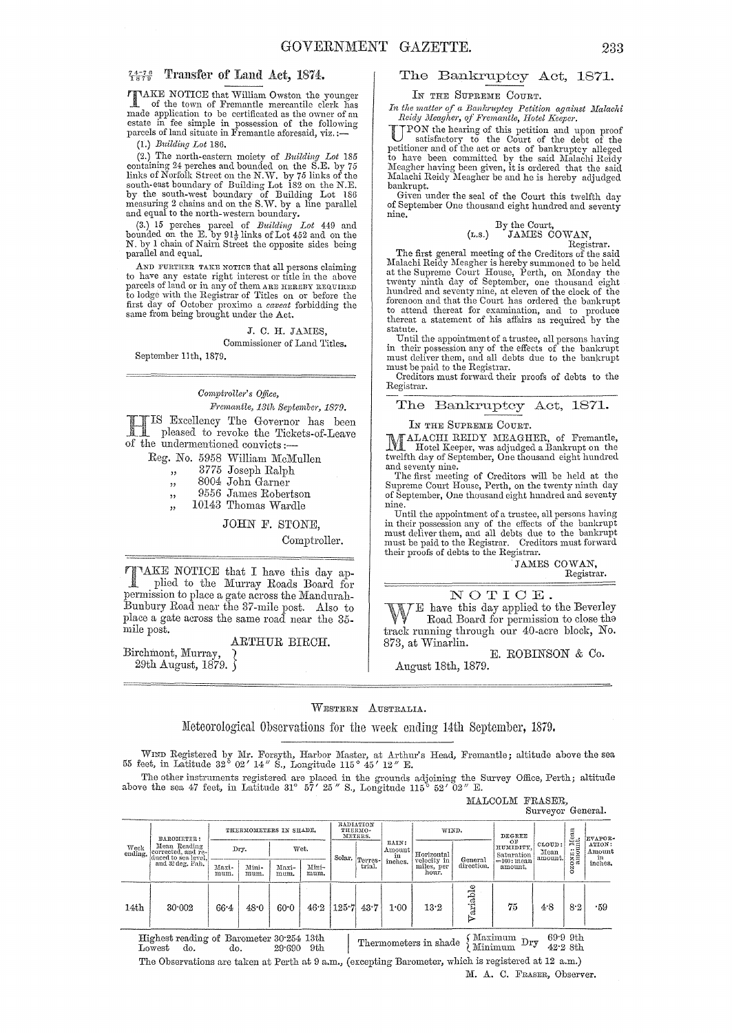## $\frac{74-76}{1879}$ Transfer of Land Act, 1874.

TAKE NOTICE that William Owston the younger of the town of Fremantle mercantile clerk has made application to be certificated as the owner of an estate in fee simple in possession of the following parcels of land situate in Fremantle aforesaid, viz.:—

(1.) *Building Lot* 186.

(2.) The north-eastern moiety of *Building Lot* 185 containing 24 perches and bounded on the S.E. by 75 links of Norfolk Street on the N.W. by 75 links of the south-east boundary of Building Lot 182 on the N.E. by the south-west boundary of Building Lot 186 measuring 2 chains and on the S.W. by a line parallel and equal to the north-western boundary.

(3.) 15 perches parcel of *Building Lot* 449 and bounded on the E. by 91½ links of Lot 452 and on the N. by 1 chain of Nairn Street the opposite sides being parallel and equal.

AND FURTHER TAKE NOTICE that all persons claiming to have any estate right interest or title in the above parcels of land or in any of them ARE HEREBY REQUIRED to lodge with the Registrar of Titles on or before the first day of October proximo a *caveat* forbidding the same from being brought under the Act.

J. C. H. JAMES,
Commissioner of Land Titles.

September 11th, 1879.

---

*Comptroller's Office,*
*Fremantle, 13th September, 1879.*

HIS Excellency The Governor has been pleased to revoke the Tickets-of-Leave of the undermentioned convicts:—

Reg. No. 5958 William McMullen
,, 3775 Joseph Ralph
,, 8004 John Garner
,, 9556 James Robertson
,, 10143 Thomas Wardle

JOHN F. STONE,
Comptroller.

---

TAKE NOTICE that I have this day applied to the Murray Roads Board for permission to place a gate across the Mandurah-Bunbury Road near the 37-mile post. Also to place a gate across the same road near the 35-mile post.

ARTHUR BIRCH.

Birchmont, Murray,
29th August, 1879.

---

## The Bankruptcy Act, 1871.

IN THE SUPREME COURT.

*In the matter of a Bankruptcy Petition against Malachi Reidy Meagher, of Fremantle, Hotel Keeper.*

UPON the hearing of this petition and upon proof satisfactory to the Court of the debt of the petitioner and of the act or acts of bankruptcy alleged to have been committed by the said Malachi Reidy Meagher having been given, it is ordered that the said Malachi Reidy Meagher be and he is hereby adjudged bankrupt.

Given under the seal of the Court this twelfth day of September One thousand eight hundred and seventy nine.

By the Court,
(L.S.) JAMES COWAN,
Registrar.

The first general meeting of the Creditors of the said Malachi Reidy Meagher is hereby summoned to be held at the Supreme Court House, Perth, on Monday the twenty ninth day of September, one thousand eight hundred and seventy nine, at eleven of the clock of the forenoon and that the Court has ordered the bankrupt to attend thereat for examination, and to produce thereat a statement of his affairs as required by the statute.

Until the appointment of a trustee, all persons having in their possession any of the effects of the bankrupt must deliver them, and all debts due to the bankrupt must be paid to the Registrar.

Creditors must forward their proofs of debts to the Registrar.

---

## The Bankruptcy Act, 1871.

IN THE SUPREME COURT.

MALACHI REIDY MEAGHER, of Fremantle, Hotel Keeper, was adjudged a Bankrupt on the twelfth day of September, One thousand eight hundred and seventy nine.

The first meeting of Creditors will be held at the Supreme Court House, Perth, on the twenty ninth day of September, One thousand eight hundred and seventy nine.

Until the appointment of a trustee, all persons having in their possession any of the effects of the bankrupt must deliver them, and all debts due to the bankrupt must be paid to the Registrar. Creditors must forward their proofs of debts to the Registrar.

JAMES COWAN,
Registrar.

---

## NOTICE.

WE have this day applied to the Beverley Road Board for permission to close the track running through our 40-acre block, No. 873, at Winarlin.

E. ROBINSON & Co.

August 18th, 1879.

---

WESTERN AUSTRALIA.

## Meteorological Observations for the week ending 14th September, 1879.

WIND Registered by Mr. Forsyth, Harbor Master, at Arthur's Head, Fremantle; altitude above the sea 55 feet, in Latitude 32° 02′ 14″ S., Longitude 115° 45′ 12″ E.

The other instruments registered are placed in the grounds adjoining the Survey Office, Perth; altitude above the sea 47 feet, in Latitude 31° 57′ 25″ S., Longitude 115° 52′ 02″ E.

MALCOLM FRASER,
Surveyor General.

| Week ending. | BAROMETER: Mean Reading corrected, and reduced to sea level, and 32 deg. Fah. | THERMOMETERS IN SHADE. Dry. | | Wet. | | RADIATION THERMOMETERS. | | RAIN: Amount in inches. | WIND. | | DEGREE OF HUMIDITY, Saturation =100: mean amount. | CLOUD: Mean amount. | OZONE: Mean amount. | EVAPORATION: Amount in inches. |
|---|---|---|---|---|---|---|---|---|---|---|---|---|---|---|
| | | Maximum. | Minimum. | Maximum. | Minimum. | Solar. | Terrestrial. | | Horizontal velocity in miles, per hour. | General direction. | | | | |
| 14th | 30·002 | 66·4 | 48·0 | 60·0 | 46·2 | 125·7 | 43·7 | 1·00 | 13·2 | Variable | 75 | 4·8 | 8·2 | ·59 |

Highest reading of Barometer 30·254 13th
Lowest do. do. 29·690 9th

Thermometers in shade { Maximum Dry 69·9 9th; Minimum Dry 42·2 8th }

The Observations are taken at Perth at 9 a.m., (excepting Barometer, which is registered at 12 a.m.)

M. A. C. FRASER, Observer.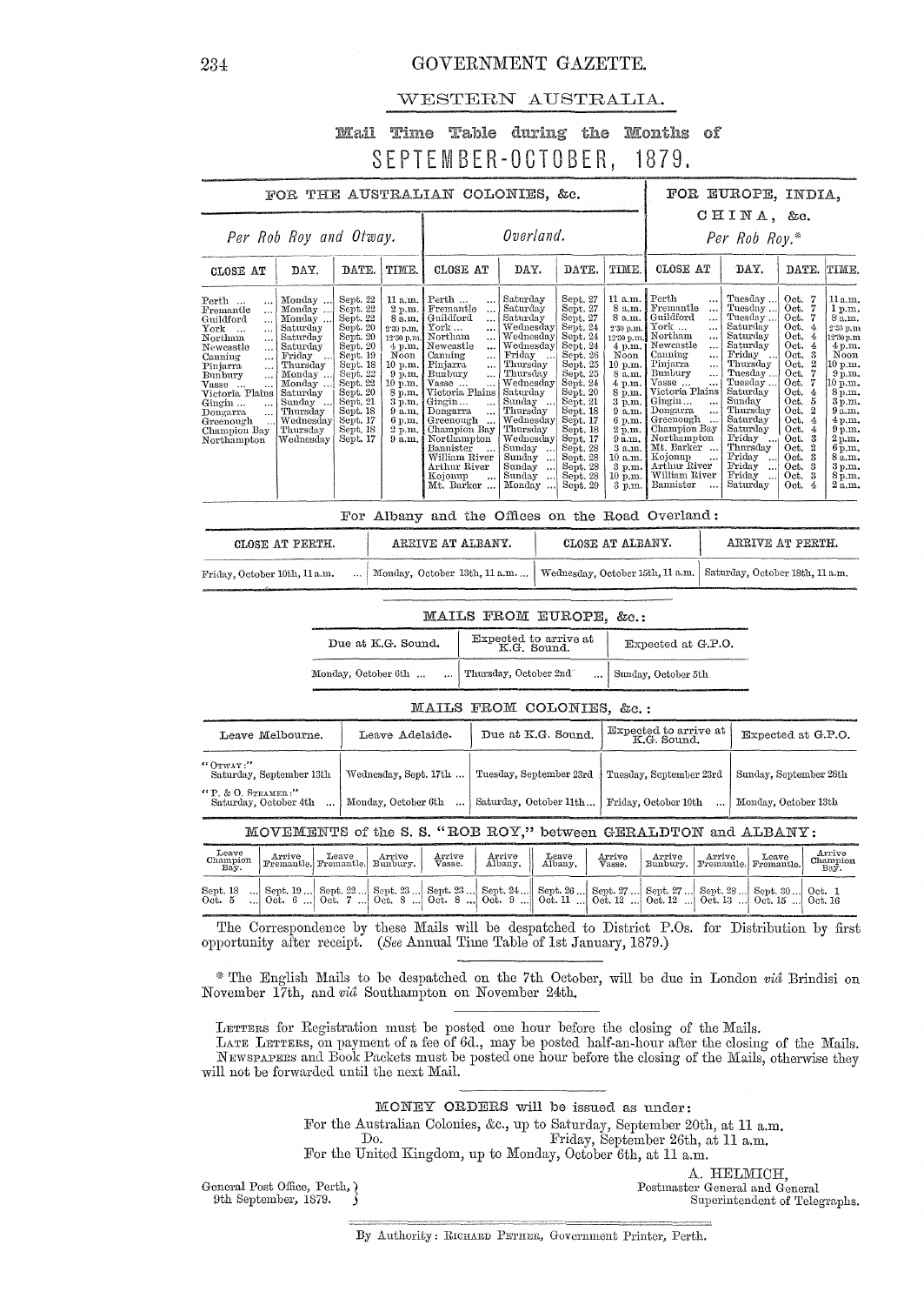# WESTERN AUSTRALIA.

## Mail Time Table during the Months of SEPTEMBER-OCTOBER, 1879.

| FOR THE AUSTRALIAN COLONIES, &c. | | | | | | | | FOR EUROPE, INDIA, CHINA, &c. | | | |
|---|---|---|---|---|---|---|---|---|---|---|---|
| *Per Rob Roy and Otway.* | | | | *Overland.* | | | | *Per Rob Roy.** | | | |
| CLOSE AT | DAY. | DATE. | TIME. | CLOSE AT | DAY. | DATE. | TIME. | CLOSE AT | DAY. | DATE. | TIME. |
| Perth | Monday | Sept. 22 | 11 a.m. | Perth | Saturday | Sept. 27 | 11 a.m. | Perth | Tuesday | Oct. 7 | 11 a.m. |
| Fremantle | Monday | Sept. 22 | 2 p.m. | Fremantle | Saturday | Sept. 27 | 8 a.m. | Fremantle | Tuesday | Oct. 7 | 1 p.m. |
| Guildford | Monday | Sept. 22 | 8 a.m. | Guildford | Saturday | Sept. 27 | 8 a.m. | Guildford | Tuesday | Oct. 7 | 8 a.m. |
| York | Saturday | Sept. 20 | 2·30 p.m. | York | Wednesday | Sept. 24 | 2·30 p.m. | York | Saturday | Oct. 4 | 2·30 p.m. |
| Northam | Saturday | Sept. 20 | 12·30 p.m. | Northam | Wednesday | Sept. 24 | 12·30 p.m. | Northam | Saturday | Oct. 4 | 12·30 p.m. |
| Newcastle | Saturday | Sept. 20 | 4 p.m. | Newcastle | Wednesday | Sept. 24 | 4 p.m. | Newcastle | Saturday | Oct. 4 | 4 p.m. |
| Canning | Friday | Sept. 19 | Noon | Canning | Friday | Sept. 26 | Noon | Canning | Friday | Oct. 3 | Noon |
| Pinjarra | Thursday | Sept. 18 | 10 p.m. | Pinjarra | Thursday | Sept. 25 | 10 p.m. | Pinjarra | Thursday | Oct. 2 | 10 p.m. |
| Bunbury | Monday | Sept. 22 | 9 p.m. | Bunbury | Thursday | Sept. 25 | 8 a.m. | Bunbury | Tuesday | Oct. 7 | 9 p.m. |
| Vasse | Monday | Sept. 22 | 10 p.m. | Vasse | Wednesday | Sept. 24 | 4 p.m. | Vasse | Tuesday | Oct. 7 | 10 p.m. |
| Victoria Plains | Saturday | Sept. 20 | 8 p.m. | Victoria Plains | Saturday | Sept. 20 | 8 p.m. | Victoria Plains | Saturday | Oct. 4 | 8 p.m. |
| Gingin | Sunday | Sept. 21 | 3 p.m. | Gingin | Sunday | Sept. 21 | 3 p.m. | Gingin | Sunday | Oct. 5 | 3 p.m. |
| Dongarra | Thursday | Sept. 18 | 9 a.m. | Dongarra | Thursday | Sept. 18 | 9 a.m. | Dongarra | Thursday | Oct. 2 | 9 a.m. |
| Greenough | Wednesday | Sept. 17 | 6 p.m. | Greenough | Wednesday | Sept. 17 | 6 p.m. | Greenough | Saturday | Oct. 4 | 4 p.m. |
| Champion Bay | Thursday | Sept. 18 | 2 p.m. | Champion Bay | Thursday | Sept. 18 | 2 p.m. | Champion Bay | Saturday | Oct. 4 | 9 p.m. |
| Northampton | Wednesday | Sept. 17 | 9 a.m. | Northampton | Wednesday | Sept. 17 | 9 a.m. | Northampton | Friday | Oct. 3 | 2 p.m. |
| | | | | Bannister | Sunday | Sept. 28 | 3 a.m. | Mt. Barker | Thursday | Oct. 2 | 6 p.m. |
| | | | | William River | Sunday | Sept. 28 | 10 a.m. | Kojonup | Friday | Oct. 3 | 8 a.m. |
| | | | | Arthur River | Sunday | Sept. 28 | 3 p.m. | Arthur River | Friday | Oct. 3 | 3 p.m. |
| | | | | Kojonup | Sunday | Sept. 28 | 10 p.m. | William River | Friday | Oct. 3 | 8 p.m. |
| | | | | Mt. Barker | Monday | Sept. 29 | 3 p.m. | Bannister | Saturday | Oct. 4 | 2 a.m. |

### For Albany and the Offices on the Road Overland:

| CLOSE AT PERTH. | ARRIVE AT ALBANY. | CLOSE AT ALBANY. | ARRIVE AT PERTH. |
|---|---|---|---|
| Friday, October 10th, 11 a.m. | Monday, October 13th, 11 a.m. | Wednesday, October 15th, 11 a.m. | Saturday, October 18th, 11 a.m. |

### MAILS FROM EUROPE, &c.:

| Due at K.G. Sound. | Expected to arrive at K.G. Sound. | Expected at G.P.O. |
|---|---|---|
| Monday, October 6th | Thursday, October 2nd | Sunday, October 5th |

### MAILS FROM COLONIES, &c.:

| Leave Melbourne. | Leave Adelaide. | Due at K.G. Sound. | Expected to arrive at K.G. Sound. | Expected at G.P.O. |
|---|---|---|---|---|
| "OTWAY:" Saturday, September 13th | Wednesday, Sept. 17th | Tuesday, September 23rd | Tuesday, September 23rd | Sunday, September 28th |
| "P. & O. STEAMER:" Saturday, October 4th | Monday, October 6th | Saturday, October 11th | Friday, October 10th | Monday, October 13th |

### MOVEMENTS of the S. S. "ROB ROY," between GERALDTON and ALBANY:

| Leave Champion Bay. | Arrive Fremantle. | Leave Fremantle. | Arrive Bunbury. | Arrive Vasse. | Arrive Albany. | Leave Albany. | Arrive Vasse. | Arrive Bunbury. | Arrive Fremantle. | Leave Fremantle. | Arrive Champion Bay. |
|---|---|---|---|---|---|---|---|---|---|---|---|
| Sept. 18 | Sept. 19 | Sept. 22 | Sept. 23 | Sept. 23 | Sept. 24 | Sept. 26 | Sept. 27 | Sept. 27 | Sept. 28 | Sept. 30 | Oct. 1 |
| Oct. 5 | Oct. 6 | Oct. 7 | Oct. 8 | Oct. 8 | Oct. 9 | Oct. 11 | Oct. 12 | Oct. 12 | Oct. 13 | Oct. 15 | Oct. 16 |

The Correspondence by these Mails will be despatched to District P.Os. for Distribution by first opportunity after receipt. (*See* Annual Time Table of 1st January, 1879.)

\* The English Mails to be despatched on the 7th October, will be due in London *viâ* Brindisi on November 17th, and *viâ* Southampton on November 24th.

LETTERS for Registration must be posted one hour before the closing of the Mails.
LATE LETTERS, on payment of a fee of 6d., may be posted half-an-hour after the closing of the Mails.
NEWSPAPERS and Book Packets must be posted one hour before the closing of the Mails, otherwise they will not be forwarded until the next Mail.

### MONEY ORDERS will be issued as under:

For the Australian Colonies, &c., up to Saturday, September 20th, at 11 a.m.
Do. Friday, September 26th, at 11 a.m.
For the United Kingdom, up to Monday, October 6th, at 11 a.m.

A. HELMICH,
Postmaster General and General Superintendent of Telegraphs.

General Post Office, Perth,
9th September, 1879.

By Authority: RICHARD PETHER, Government Printer, Perth.